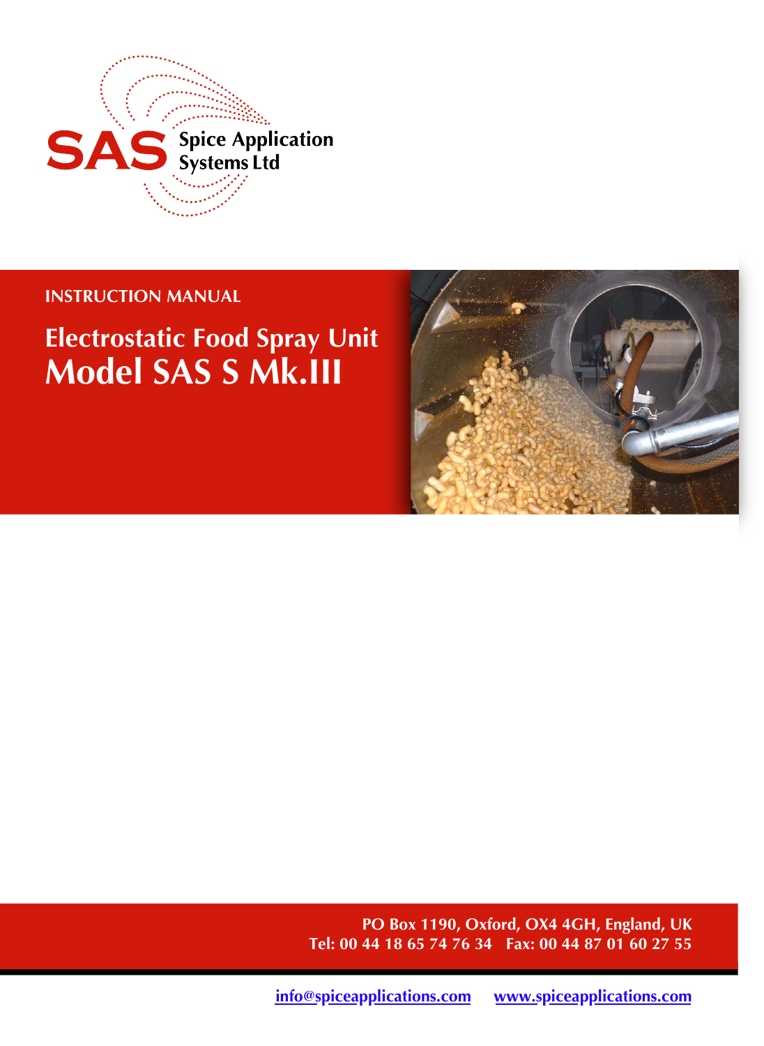SAS Spice Application Systems Ltd

INSTRUCTION MANUAL

# Electrostatic Food Spray Unit
# Model SAS S Mk.III

**PO Box 1190, Oxford, OX4 4GH, England, UK**
**Tel: 00 44 18 65 74 76 34   Fax: 00 44 87 01 60 27 55**

info@spiceapplications.com   www.spiceapplications.com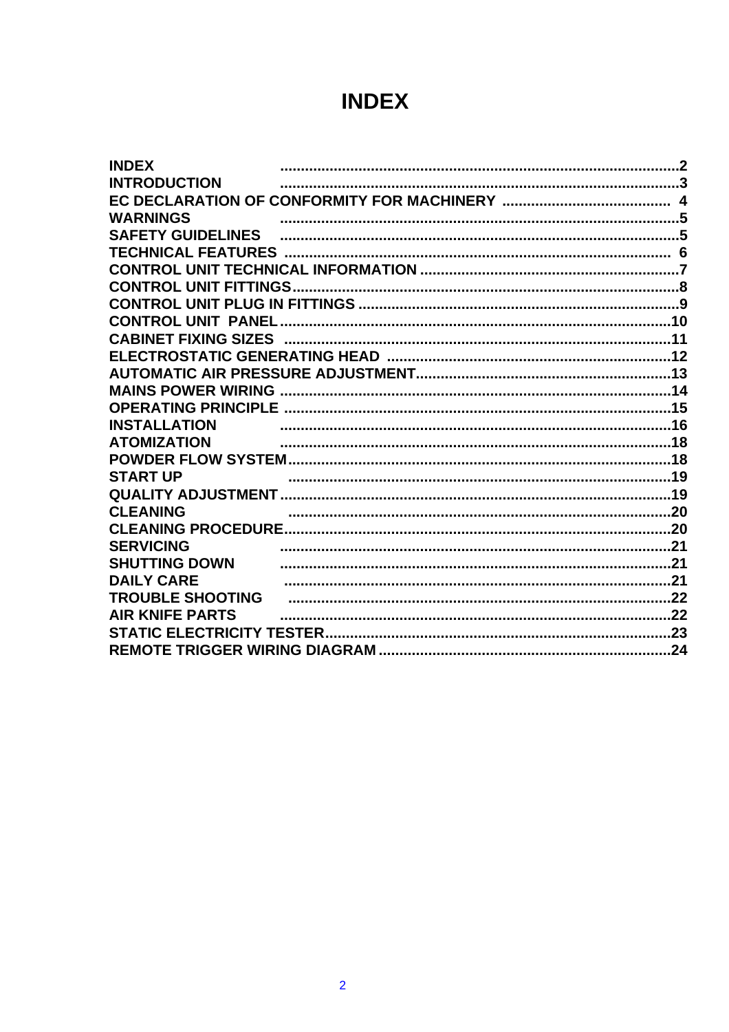# INDEX

| | |
|---|---|
| INDEX | 2 |
| INTRODUCTION | 3 |
| EC DECLARATION OF CONFORMITY FOR MACHINERY | 4 |
| WARNINGS | 5 |
| SAFETY GUIDELINES | 5 |
| TECHNICAL FEATURES | 6 |
| CONTROL UNIT TECHNICAL INFORMATION | 7 |
| CONTROL UNIT FITTINGS | 8 |
| CONTROL UNIT PLUG IN FITTINGS | 9 |
| CONTROL UNIT PANEL | 10 |
| CABINET FIXING SIZES | 11 |
| ELECTROSTATIC GENERATING HEAD | 12 |
| AUTOMATIC AIR PRESSURE ADJUSTMENT | 13 |
| MAINS POWER WIRING | 14 |
| OPERATING PRINCIPLE | 15 |
| INSTALLATION | 16 |
| ATOMIZATION | 18 |
| POWDER FLOW SYSTEM | 18 |
| START UP | 19 |
| QUALITY ADJUSTMENT | 19 |
| CLEANING | 20 |
| CLEANING PROCEDURE | 20 |
| SERVICING | 21 |
| SHUTTING DOWN | 21 |
| DAILY CARE | 21 |
| TROUBLE SHOOTING | 22 |
| AIR KNIFE PARTS | 22 |
| STATIC ELECTRICITY TESTER | 23 |
| REMOTE TRIGGER WIRING DIAGRAM | 24 |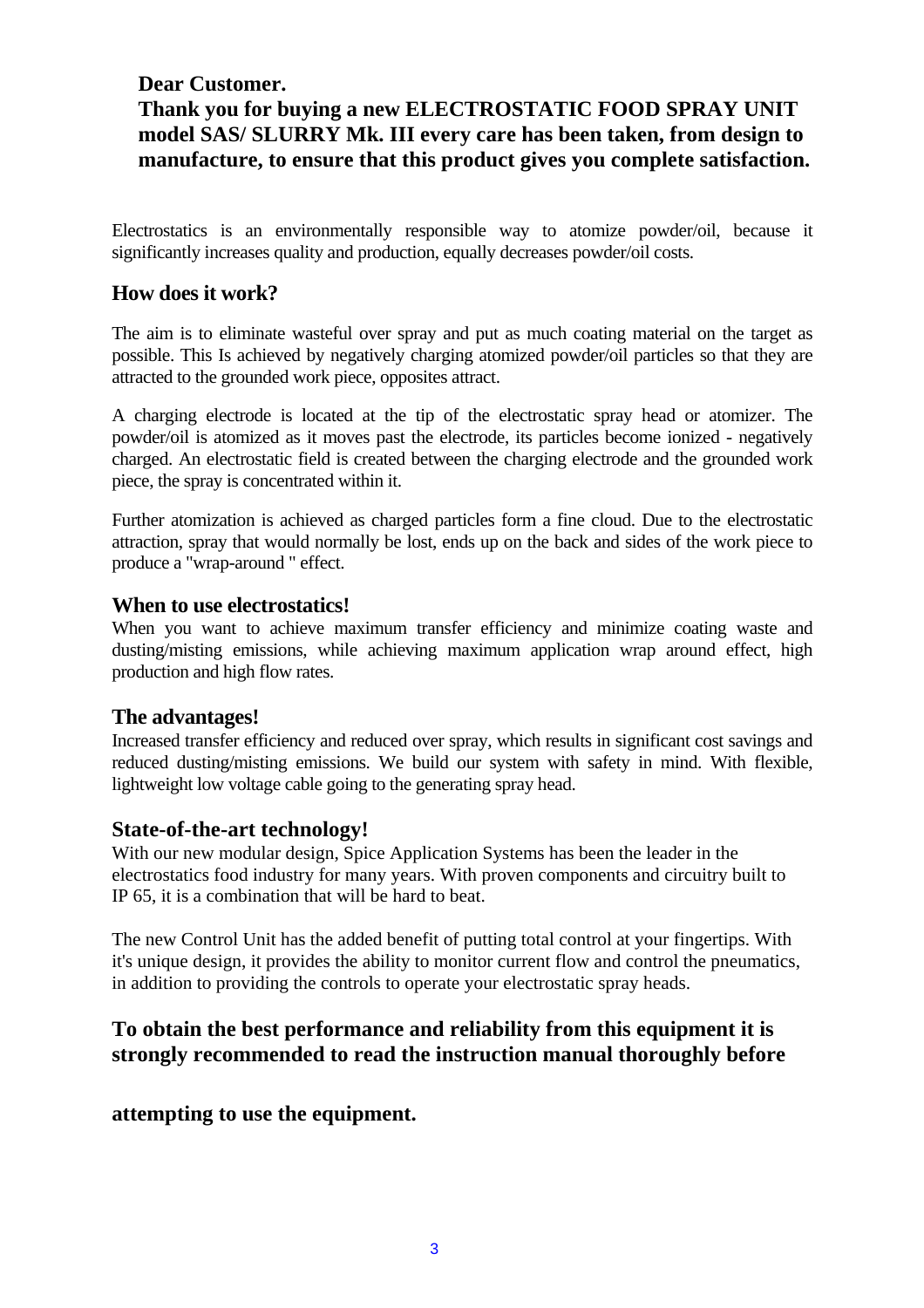**Dear Customer.**

**Thank you for buying a new ELECTROSTATIC FOOD SPRAY UNIT model SAS/ SLURRY Mk. III every care has been taken, from design to manufacture, to ensure that this product gives you complete satisfaction.**

Electrostatics is an environmentally responsible way to atomize powder/oil, because it significantly increases quality and production, equally decreases powder/oil costs.

## How does it work?

The aim is to eliminate wasteful over spray and put as much coating material on the target as possible. This Is achieved by negatively charging atomized powder/oil particles so that they are attracted to the grounded work piece, opposites attract.

A charging electrode is located at the tip of the electrostatic spray head or atomizer. The powder/oil is atomized as it moves past the electrode, its particles become ionized - negatively charged. An electrostatic field is created between the charging electrode and the grounded work piece, the spray is concentrated within it.

Further atomization is achieved as charged particles form a fine cloud. Due to the electrostatic attraction, spray that would normally be lost, ends up on the back and sides of the work piece to produce a "wrap-around " effect.

## When to use electrostatics!

When you want to achieve maximum transfer efficiency and minimize coating waste and dusting/misting emissions, while achieving maximum application wrap around effect, high production and high flow rates.

## The advantages!

Increased transfer efficiency and reduced over spray, which results in significant cost savings and reduced dusting/misting emissions. We build our system with safety in mind. With flexible, lightweight low voltage cable going to the generating spray head.

## State-of-the-art technology!

With our new modular design, Spice Application Systems has been the leader in the electrostatics food industry for many years. With proven components and circuitry built to IP 65, it is a combination that will be hard to beat.

The new Control Unit has the added benefit of putting total control at your fingertips. With it's unique design, it provides the ability to monitor current flow and control the pneumatics, in addition to providing the controls to operate your electrostatic spray heads.

**To obtain the best performance and reliability from this equipment it is strongly recommended to read the instruction manual thoroughly before attempting to use the equipment.**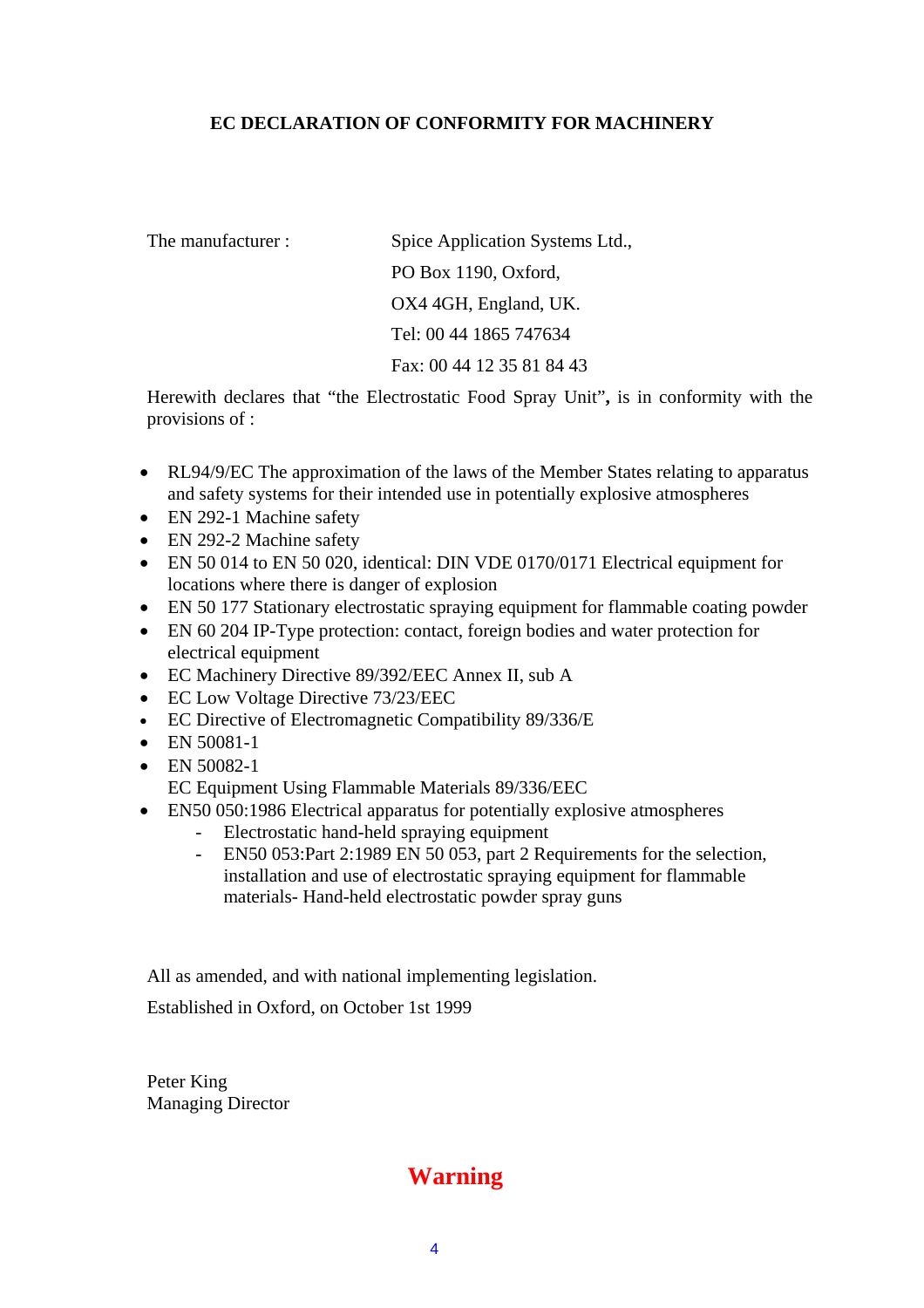# EC DECLARATION OF CONFORMITY FOR MACHINERY

The manufacturer : Spice Application Systems Ltd.,
PO Box 1190, Oxford,
OX4 4GH, England, UK.
Tel: 00 44 1865 747634
Fax: 00 44 12 35 81 84 43

Herewith declares that "the Electrostatic Food Spray Unit"**,** is in conformity with the provisions of :

- RL94/9/EC The approximation of the laws of the Member States relating to apparatus and safety systems for their intended use in potentially explosive atmospheres
- EN 292-1 Machine safety
- EN 292-2 Machine safety
- EN 50 014 to EN 50 020, identical: DIN VDE 0170/0171 Electrical equipment for locations where there is danger of explosion
- EN 50 177 Stationary electrostatic spraying equipment for flammable coating powder
- EN 60 204 IP-Type protection: contact, foreign bodies and water protection for electrical equipment
- EC Machinery Directive 89/392/EEC Annex II, sub A
- EC Low Voltage Directive 73/23/EEC
- EC Directive of Electromagnetic Compatibility 89/336/E
- EN 50081-1
- EN 50082-1
  EC Equipment Using Flammable Materials 89/336/EEC
- EN50 050:1986 Electrical apparatus for potentially explosive atmospheres
    - Electrostatic hand-held spraying equipment
    - EN50 053:Part 2:1989 EN 50 053, part 2 Requirements for the selection, installation and use of electrostatic spraying equipment for flammable materials- Hand-held electrostatic powder spray guns

All as amended, and with national implementing legislation.

Established in Oxford, on October 1st 1999

Peter King
Managing Director

## Warning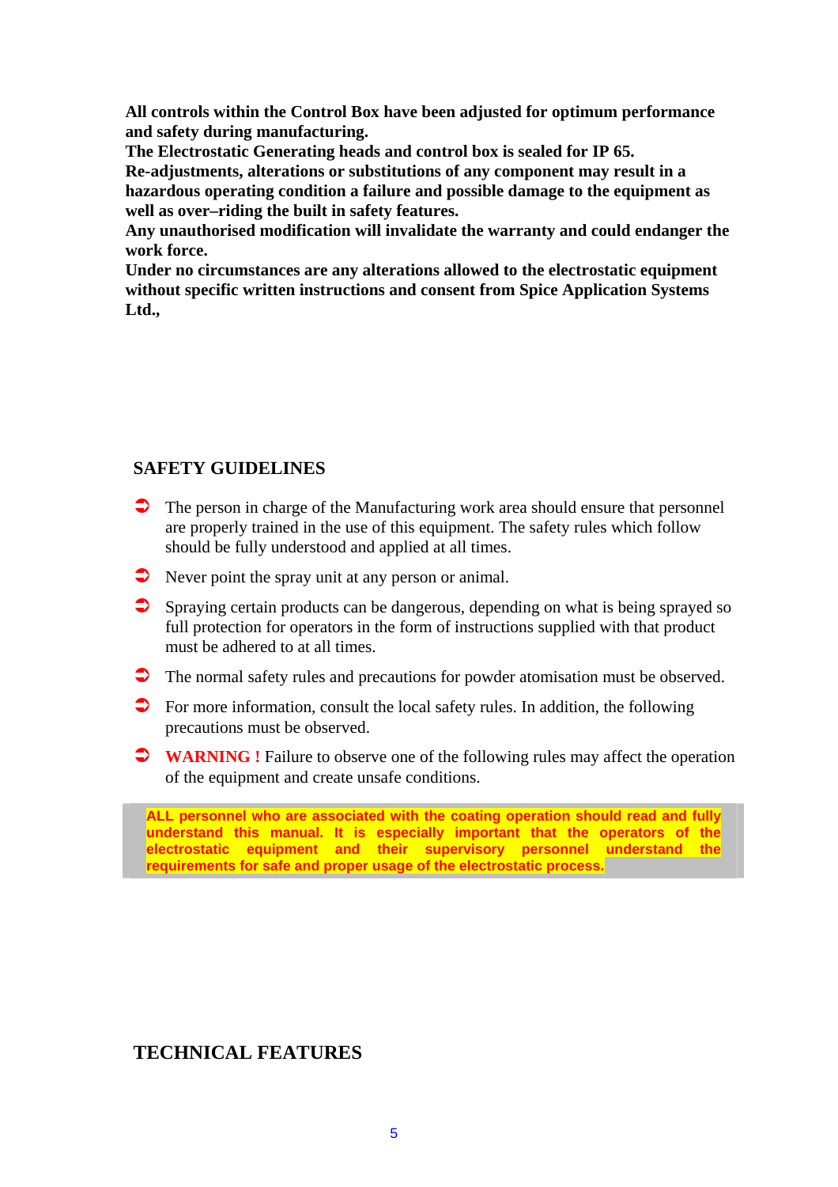**All controls within the Control Box have been adjusted for optimum performance and safety during manufacturing.**
**The Electrostatic Generating heads and control box is sealed for IP 65.**
**Re-adjustments, alterations or substitutions of any component may result in a hazardous operating condition a failure and possible damage to the equipment as well as over–riding the built in safety features.**
**Any unauthorised modification will invalidate the warranty and could endanger the work force.**
**Under no circumstances are any alterations allowed to the electrostatic equipment without specific written instructions and consent from Spice Application Systems Ltd.,**

## SAFETY GUIDELINES

- The person in charge of the Manufacturing work area should ensure that personnel are properly trained in the use of this equipment. The safety rules which follow should be fully understood and applied at all times.
- Never point the spray unit at any person or animal.
- Spraying certain products can be dangerous, depending on what is being sprayed so full protection for operators in the form of instructions supplied with that product must be adhered to at all times.
- The normal safety rules and precautions for powder atomisation must be observed.
- For more information, consult the local safety rules. In addition, the following precautions must be observed.
- **WARNING !** Failure to observe one of the following rules may affect the operation of the equipment and create unsafe conditions.

**ALL personnel who are associated with the coating operation should read and fully understand this manual. It is especially important that the operators of the electrostatic equipment and their supervisory personnel understand the requirements for safe and proper usage of the electrostatic process.**

## TECHNICAL FEATURES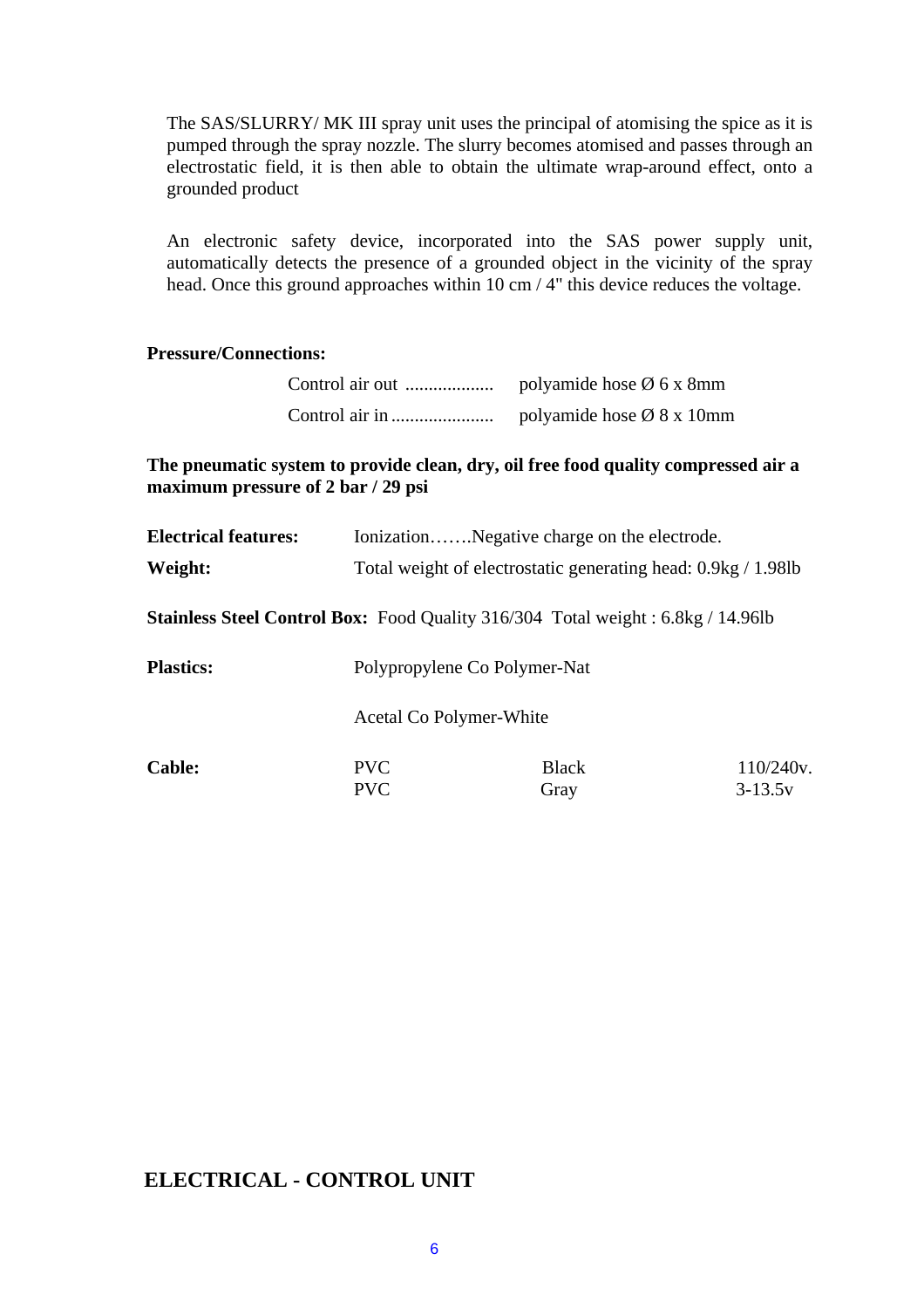The SAS/SLURRY/ MK III spray unit uses the principal of atomising the spice as it is pumped through the spray nozzle. The slurry becomes atomised and passes through an electrostatic field, it is then able to obtain the ultimate wrap-around effect, onto a grounded product

An electronic safety device, incorporated into the SAS power supply unit, automatically detects the presence of a grounded object in the vicinity of the spray head. Once this ground approaches within 10 cm / 4" this device reduces the voltage.

**Pressure/Connections:**

Control air out .................. polyamide hose Ø 6 x 8mm

Control air in ...................... polyamide hose Ø 8 x 10mm

**The pneumatic system to provide clean, dry, oil free food quality compressed air a maximum pressure of 2 bar / 29 psi**

**Electrical features:** Ionization…….Negative charge on the electrode.

**Weight:** Total weight of electrostatic generating head: 0.9kg / 1.98lb

**Stainless Steel Control Box:** Food Quality 316/304 Total weight : 6.8kg / 14.96lb

**Plastics:** Polypropylene Co Polymer-Nat

Acetal Co Polymer-White

| **Cable:** | PVC | Black | 110/240v. |
|---|---|---|---|
| | PVC | Gray | 3-13.5v |

## ELECTRICAL - CONTROL UNIT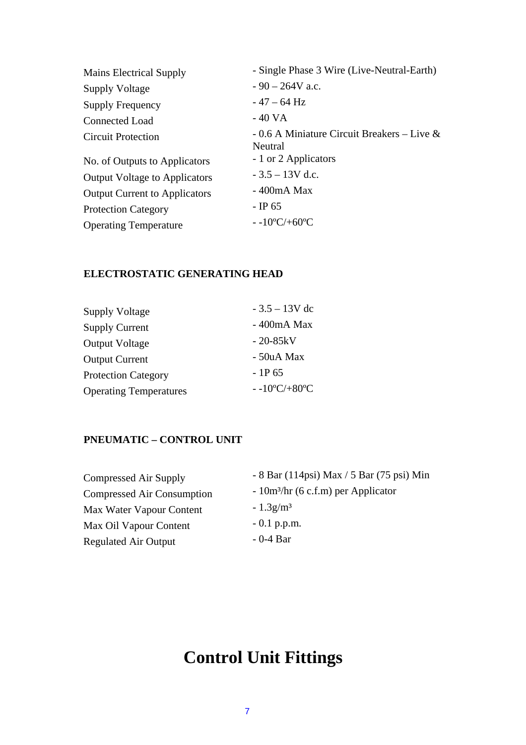| | |
|---|---|
| Mains Electrical Supply | - Single Phase 3 Wire (Live-Neutral-Earth) |
| Supply Voltage | - 90 – 264V a.c. |
| Supply Frequency | - 47 – 64 Hz |
| Connected Load | - 40 VA |
| Circuit Protection | - 0.6 A Miniature Circuit Breakers – Live & Neutral |
| No. of Outputs to Applicators | - 1 or 2 Applicators |
| Output Voltage to Applicators | - 3.5 – 13V d.c. |
| Output Current to Applicators | - 400mA Max |
| Protection Category | - IP 65 |
| Operating Temperature | - -10ºC/+60ºC |

**ELECTROSTATIC GENERATING HEAD**

| | |
|---|---|
| Supply Voltage | - 3.5 – 13V dc |
| Supply Current | - 400mA Max |
| Output Voltage | - 20-85kV |
| Output Current | - 50uA Max |
| Protection Category | - 1P 65 |
| Operating Temperatures | - -10ºC/+80ºC |

**PNEUMATIC – CONTROL UNIT**

| | |
|---|---|
| Compressed Air Supply | - 8 Bar (114psi) Max / 5 Bar (75 psi) Min |
| Compressed Air Consumption | - $10m^3$/hr (6 c.f.m) per Applicator |
| Max Water Vapour Content | - $1.3g/m^3$ |
| Max Oil Vapour Content | - 0.1 p.p.m. |
| Regulated Air Output | - 0-4 Bar |

# Control Unit Fittings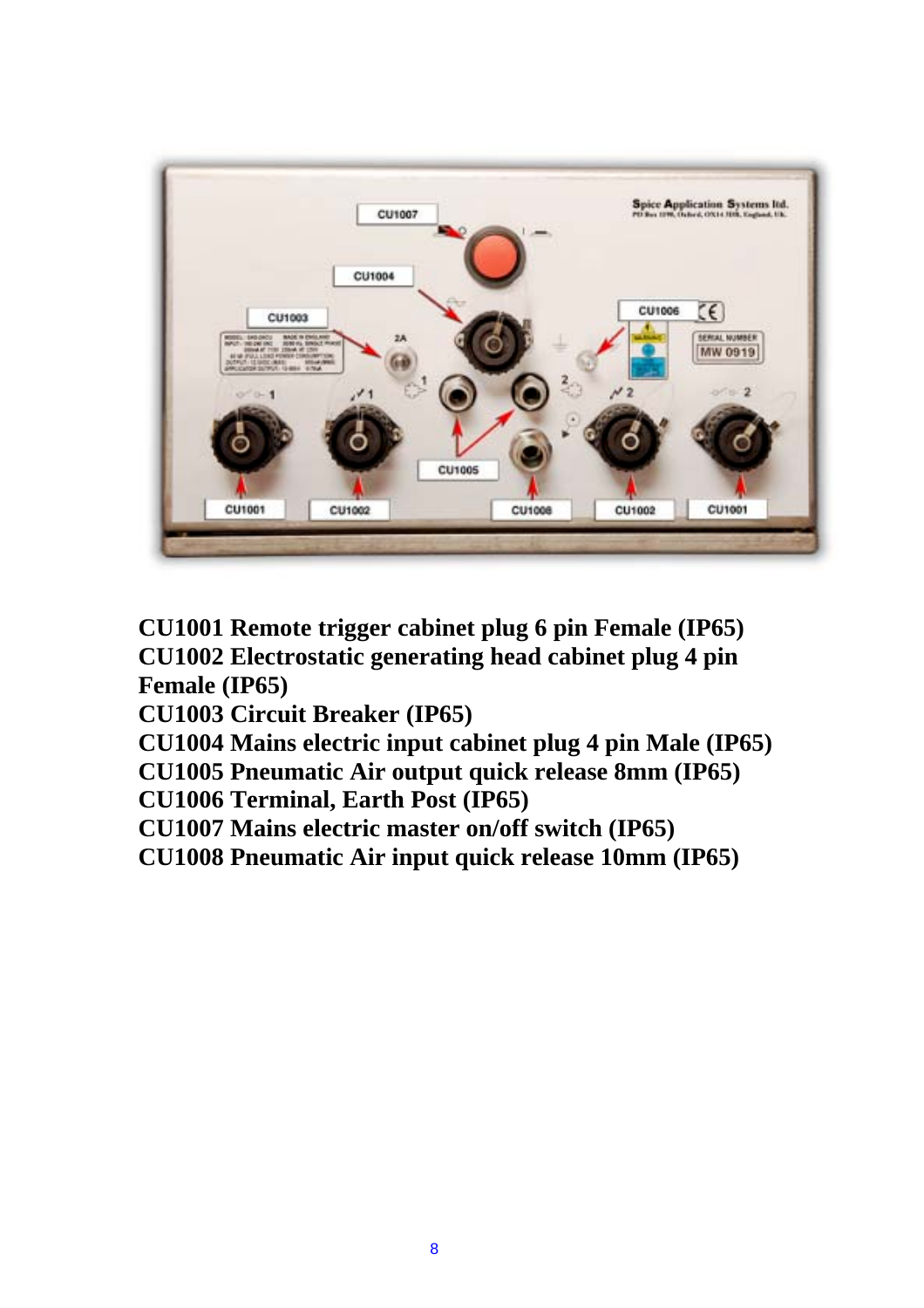**CU1001 Remote trigger cabinet plug 6 pin Female (IP65)**
**CU1002 Electrostatic generating head cabinet plug 4 pin Female (IP65)**
**CU1003 Circuit Breaker (IP65)**
**CU1004 Mains electric input cabinet plug 4 pin Male (IP65)**
**CU1005 Pneumatic Air output quick release 8mm (IP65)**
**CU1006 Terminal, Earth Post (IP65)**
**CU1007 Mains electric master on/off switch (IP65)**
**CU1008 Pneumatic Air input quick release 10mm (IP65)**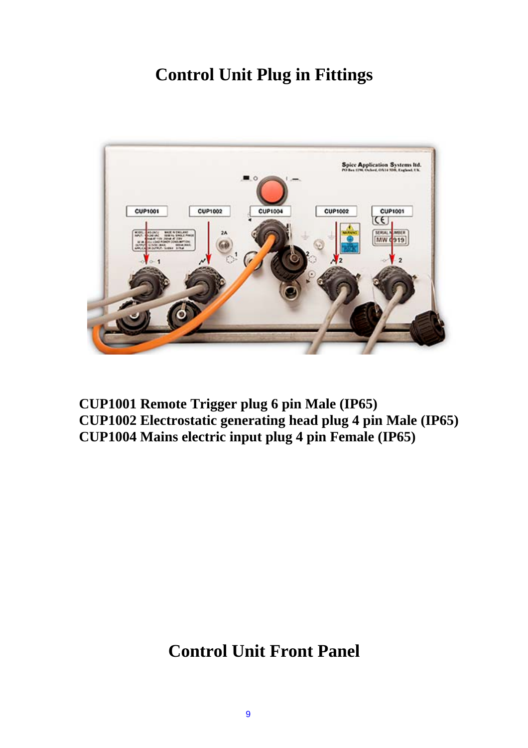# Control Unit Plug in Fittings

**CUP1001 Remote Trigger plug 6 pin Male (IP65)**
**CUP1002 Electrostatic generating head plug 4 pin Male (IP65)**
**CUP1004 Mains electric input plug 4 pin Female (IP65)**

# Control Unit Front Panel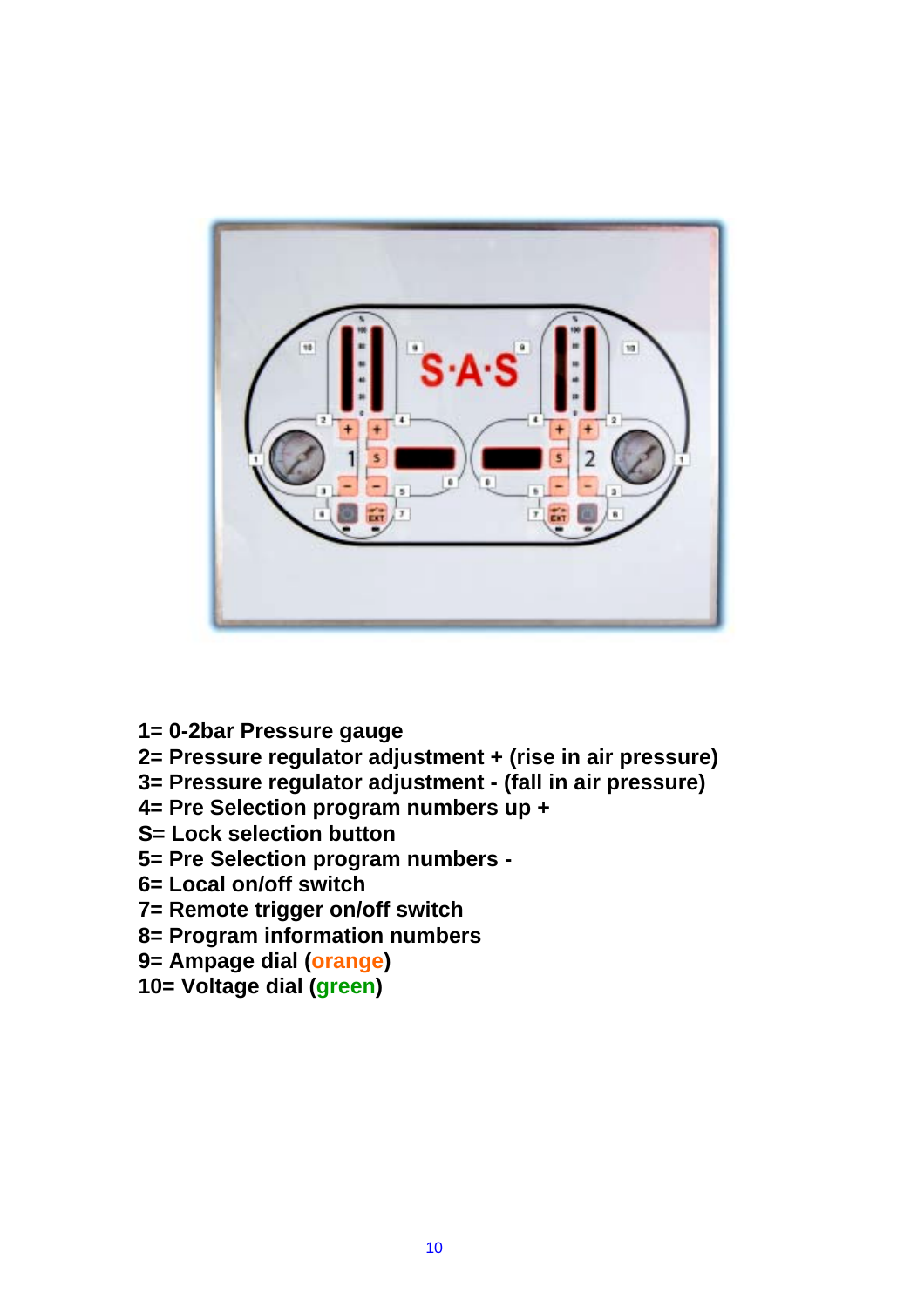**1= 0-2bar Pressure gauge**
**2= Pressure regulator adjustment + (rise in air pressure)**
**3= Pressure regulator adjustment - (fall in air pressure)**
**4= Pre Selection program numbers up +**
**S= Lock selection button**
**5= Pre Selection program numbers -**
**6= Local on/off switch**
**7= Remote trigger on/off switch**
**8= Program information numbers**
**9= Ampage dial (orange)**
**10= Voltage dial (green)**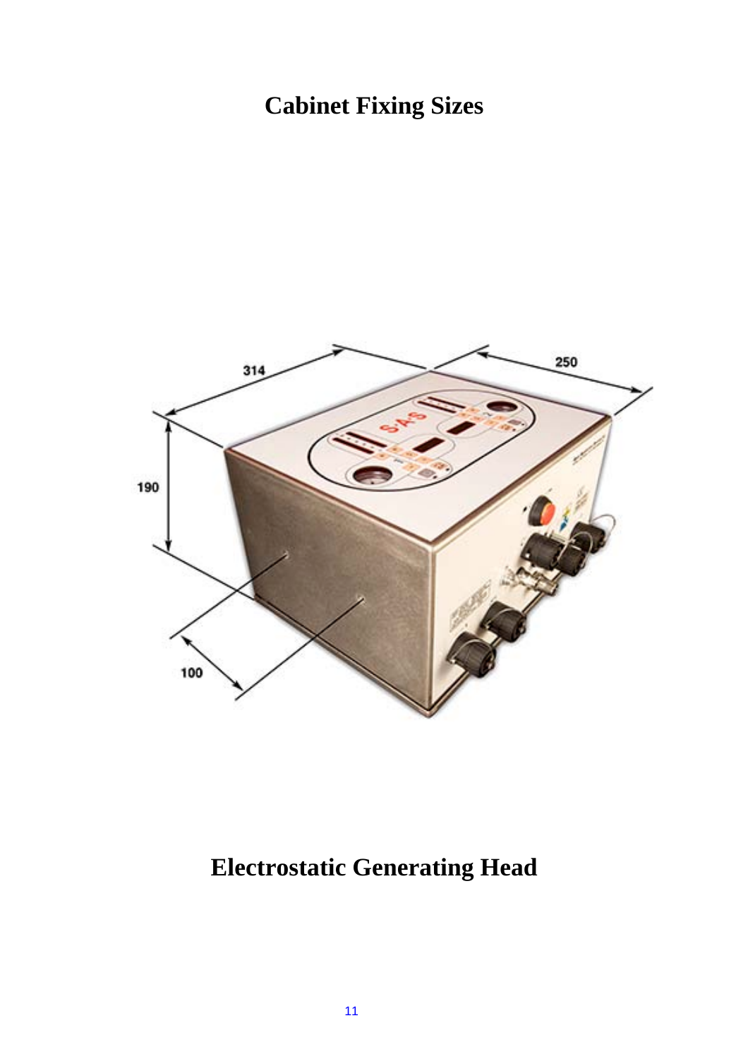# Cabinet Fixing Sizes

# Electrostatic Generating Head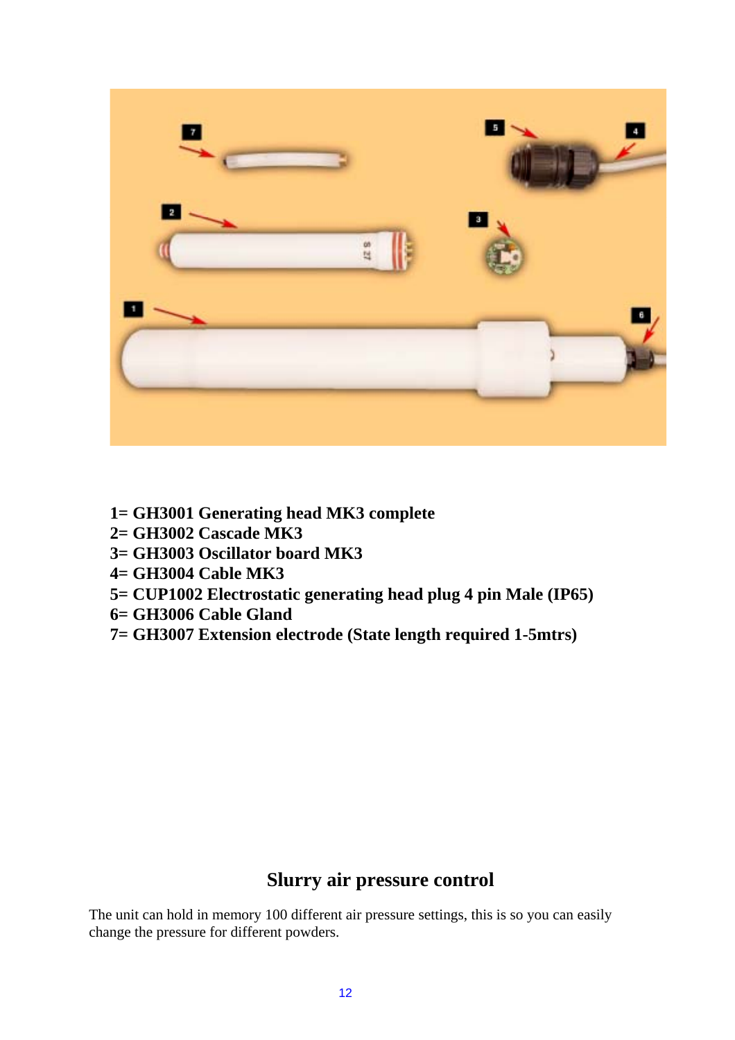**1= GH3001 Generating head MK3 complete**
**2= GH3002 Cascade MK3**
**3= GH3003 Oscillator board MK3**
**4= GH3004 Cable MK3**
**5= CUP1002 Electrostatic generating head plug 4 pin Male (IP65)**
**6= GH3006 Cable Gland**
**7= GH3007 Extension electrode (State length required 1-5mtrs)**

## Slurry air pressure control

The unit can hold in memory 100 different air pressure settings, this is so you can easily change the pressure for different powders.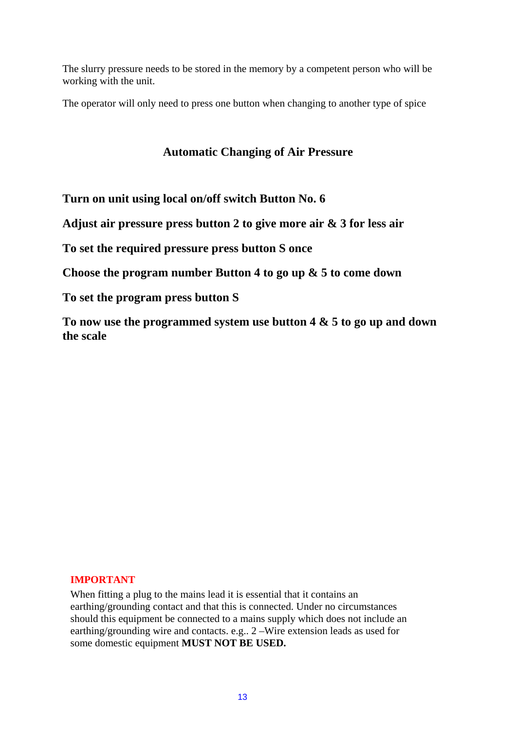The slurry pressure needs to be stored in the memory by a competent person who will be working with the unit.

The operator will only need to press one button when changing to another type of spice

## Automatic Changing of Air Pressure

**Turn on unit using local on/off switch Button No. 6**

**Adjust air pressure press button 2 to give more air & 3 for less air**

**To set the required pressure press button S once**

**Choose the program number Button 4 to go up & 5 to come down**

**To set the program press button S**

**To now use the programmed system use button 4 & 5 to go up and down the scale**

**IMPORTANT**

When fitting a plug to the mains lead it is essential that it contains an earthing/grounding contact and that this is connected. Under no circumstances should this equipment be connected to a mains supply which does not include an earthing/grounding wire and contacts. e.g.. 2 –Wire extension leads as used for some domestic equipment **MUST NOT BE USED.**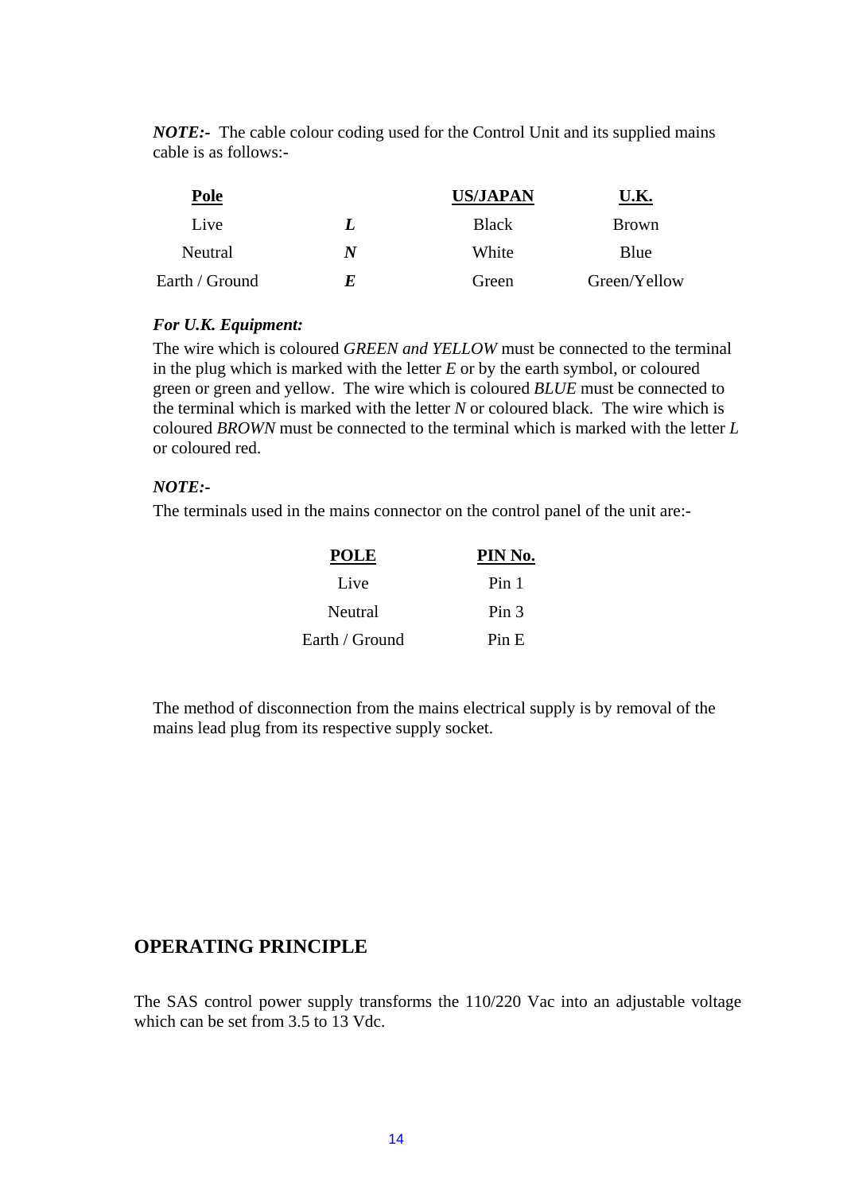***NOTE:-*** The cable colour coding used for the Control Unit and its supplied mains cable is as follows:-

| Pole | | US/JAPAN | U.K. |
|---|---|---|---|
| Live | ***L*** | Black | Brown |
| Neutral | ***N*** | White | Blue |
| Earth / Ground | ***E*** | Green | Green/Yellow |

***For U.K. Equipment:***

The wire which is coloured *GREEN and YELLOW* must be connected to the terminal in the plug which is marked with the letter *E* or by the earth symbol, or coloured green or green and yellow. The wire which is coloured *BLUE* must be connected to the terminal which is marked with the letter *N* or coloured black. The wire which is coloured *BROWN* must be connected to the terminal which is marked with the letter *L* or coloured red.

***NOTE:-***

The terminals used in the mains connector on the control panel of the unit are:-

| POLE | PIN No. |
|---|---|
| Live | Pin 1 |
| Neutral | Pin 3 |
| Earth / Ground | Pin E |

The method of disconnection from the mains electrical supply is by removal of the mains lead plug from its respective supply socket.

## OPERATING PRINCIPLE

The SAS control power supply transforms the 110/220 Vac into an adjustable voltage which can be set from 3.5 to 13 Vdc.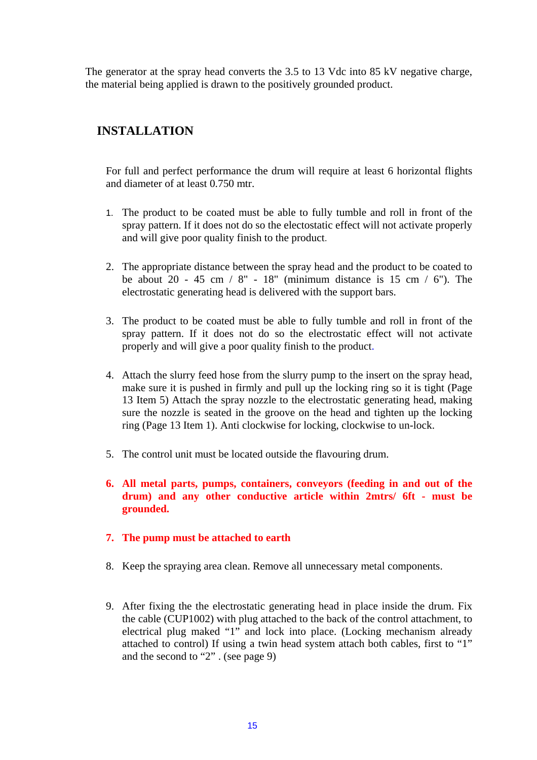The generator at the spray head converts the 3.5 to 13 Vdc into 85 kV negative charge, the material being applied is drawn to the positively grounded product.

## INSTALLATION

For full and perfect performance the drum will require at least 6 horizontal flights and diameter of at least 0.750 mtr.

1. The product to be coated must be able to fully tumble and roll in front of the spray pattern. If it does not do so the electostatic effect will not activate properly and will give poor quality finish to the product.

2. The appropriate distance between the spray head and the product to be coated to be about 20 - 45 cm / 8" - 18" (minimum distance is 15 cm / 6"). The electrostatic generating head is delivered with the support bars.

3. The product to be coated must be able to fully tumble and roll in front of the spray pattern. If it does not do so the electrostatic effect will not activate properly and will give a poor quality finish to the product.

4. Attach the slurry feed hose from the slurry pump to the insert on the spray head, make sure it is pushed in firmly and pull up the locking ring so it is tight (Page 13 Item 5) Attach the spray nozzle to the electrostatic generating head, making sure the nozzle is seated in the groove on the head and tighten up the locking ring (Page 13 Item 1). Anti clockwise for locking, clockwise to un-lock.

5. The control unit must be located outside the flavouring drum.

6. **All metal parts, pumps, containers, conveyors (feeding in and out of the drum) and any other conductive article within 2mtrs/ 6ft - must be grounded.**

7. **The pump must be attached to earth**

8. Keep the spraying area clean. Remove all unnecessary metal components.

9. After fixing the the electrostatic generating head in place inside the drum. Fix the cable (CUP1002) with plug attached to the back of the control attachment, to electrical plug maked "1" and lock into place. (Locking mechanism already attached to control) If using a twin head system attach both cables, first to "1" and the second to "2" . (see page 9)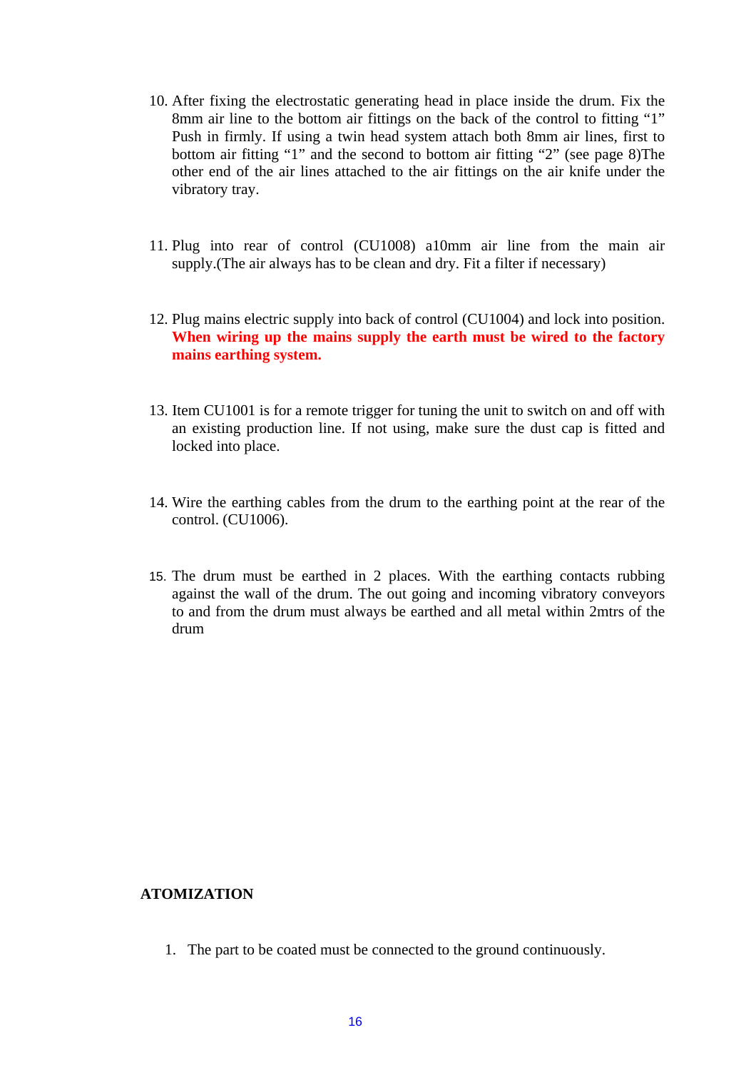10. After fixing the electrostatic generating head in place inside the drum. Fix the 8mm air line to the bottom air fittings on the back of the control to fitting “1” Push in firmly. If using a twin head system attach both 8mm air lines, first to bottom air fitting “1” and the second to bottom air fitting “2” (see page 8)The other end of the air lines attached to the air fittings on the air knife under the vibratory tray.

11. Plug into rear of control (CU1008) a10mm air line from the main air supply.(The air always has to be clean and dry. Fit a filter if necessary)

12. Plug mains electric supply into back of control (CU1004) and lock into position. **When wiring up the mains supply the earth must be wired to the factory mains earthing system.**

13. Item CU1001 is for a remote trigger for tuning the unit to switch on and off with an existing production line. If not using, make sure the dust cap is fitted and locked into place.

14. Wire the earthing cables from the drum to the earthing point at the rear of the control. (CU1006).

15. The drum must be earthed in 2 places. With the earthing contacts rubbing against the wall of the drum. The out going and incoming vibratory conveyors to and from the drum must always be earthed and all metal within 2mtrs of the drum

**ATOMIZATION**

1. The part to be coated must be connected to the ground continuously.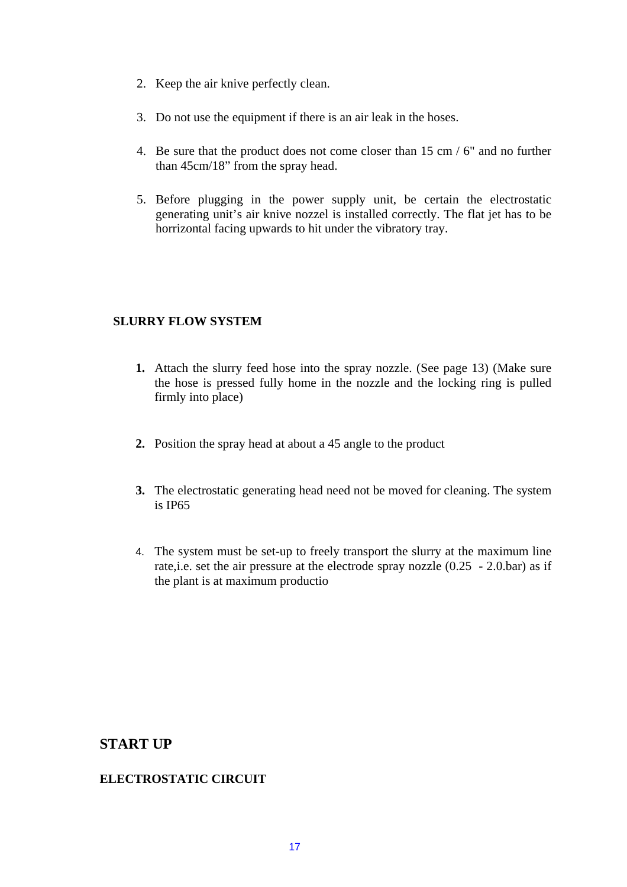2. Keep the air knive perfectly clean.

3. Do not use the equipment if there is an air leak in the hoses.

4. Be sure that the product does not come closer than 15 cm / 6" and no further than 45cm/18" from the spray head.

5. Before plugging in the power supply unit, be certain the electrostatic generating unit's air knive nozzel is installed correctly. The flat jet has to be horrizontal facing upwards to hit under the vibratory tray.

### SLURRY FLOW SYSTEM

1. Attach the slurry feed hose into the spray nozzle. (See page 13) (Make sure the hose is pressed fully home in the nozzle and the locking ring is pulled firmly into place)

2. Position the spray head at about a 45 angle to the product

3. The electrostatic generating head need not be moved for cleaning. The system is IP65

4. The system must be set-up to freely transport the slurry at the maximum line rate,i.e. set the air pressure at the electrode spray nozzle (0.25 - 2.0.bar) as if the plant is at maximum productio

## START UP

### ELECTROSTATIC CIRCUIT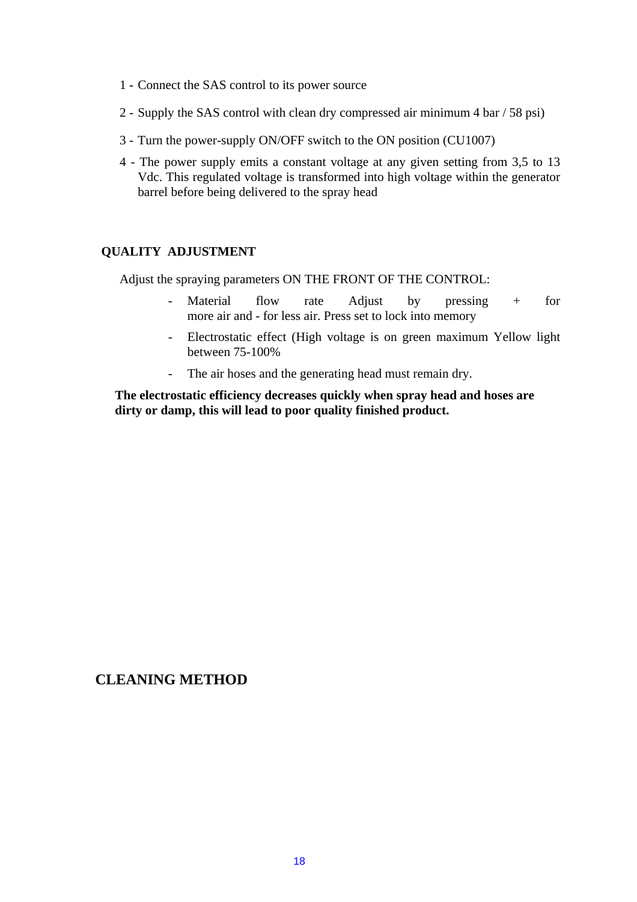1 - Connect the SAS control to its power source

2 - Supply the SAS control with clean dry compressed air minimum 4 bar / 58 psi)

3 - Turn the power-supply ON/OFF switch to the ON position (CU1007)

4 - The power supply emits a constant voltage at any given setting from 3,5 to 13 Vdc. This regulated voltage is transformed into high voltage within the generator barrel before being delivered to the spray head

**QUALITY ADJUSTMENT**

Adjust the spraying parameters ON THE FRONT OF THE CONTROL:

- Material flow rate Adjust by pressing + for more air and - for less air. Press set to lock into memory
- Electrostatic effect (High voltage is on green maximum Yellow light between 75-100%
- The air hoses and the generating head must remain dry.

**The electrostatic efficiency decreases quickly when spray head and hoses are dirty or damp, this will lead to poor quality finished product.**

## CLEANING METHOD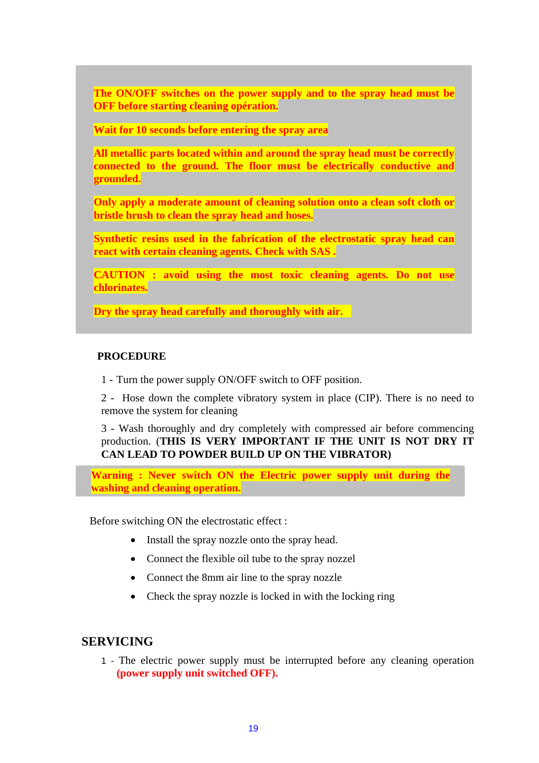**The ON/OFF switches on the power supply and to the spray head must be OFF before starting cleaning opération.**

**Wait for 10 seconds before entering the spray area**

**All metallic parts located within and around the spray head must be correctly connected to the ground. The floor must be electrically conductive and grounded.**

**Only apply a moderate amount of cleaning solution onto a clean soft cloth or bristle brush to clean the spray head and hoses.**

**Synthetic resins used in the fabrication of the electrostatic spray head can react with certain cleaning agents. Check with SAS .**

**CAUTION : avoid using the most toxic cleaning agents. Do not use chlorinates.**

**Dry the spray head carefully and thoroughly with air.**

**PROCEDURE**

1 - Turn the power supply ON/OFF switch to OFF position.

2 - Hose down the complete vibratory system in place (CIP). There is no need to remove the system for cleaning

3 - Wash thoroughly and dry completely with compressed air before commencing production. (**THIS IS VERY IMPORTANT IF THE UNIT IS NOT DRY IT CAN LEAD TO POWDER BUILD UP ON THE VIBRATOR)**

**Warning : Never switch ON the Electric power supply unit during the washing and cleaning operation.**

Before switching ON the electrostatic effect :

- Install the spray nozzle onto the spray head.
- Connect the flexible oil tube to the spray nozzel
- Connect the 8mm air line to the spray nozzle
- Check the spray nozzle is locked in with the locking ring

## SERVICING

1 - The electric power supply must be interrupted before any cleaning operation **(power supply unit switched OFF).**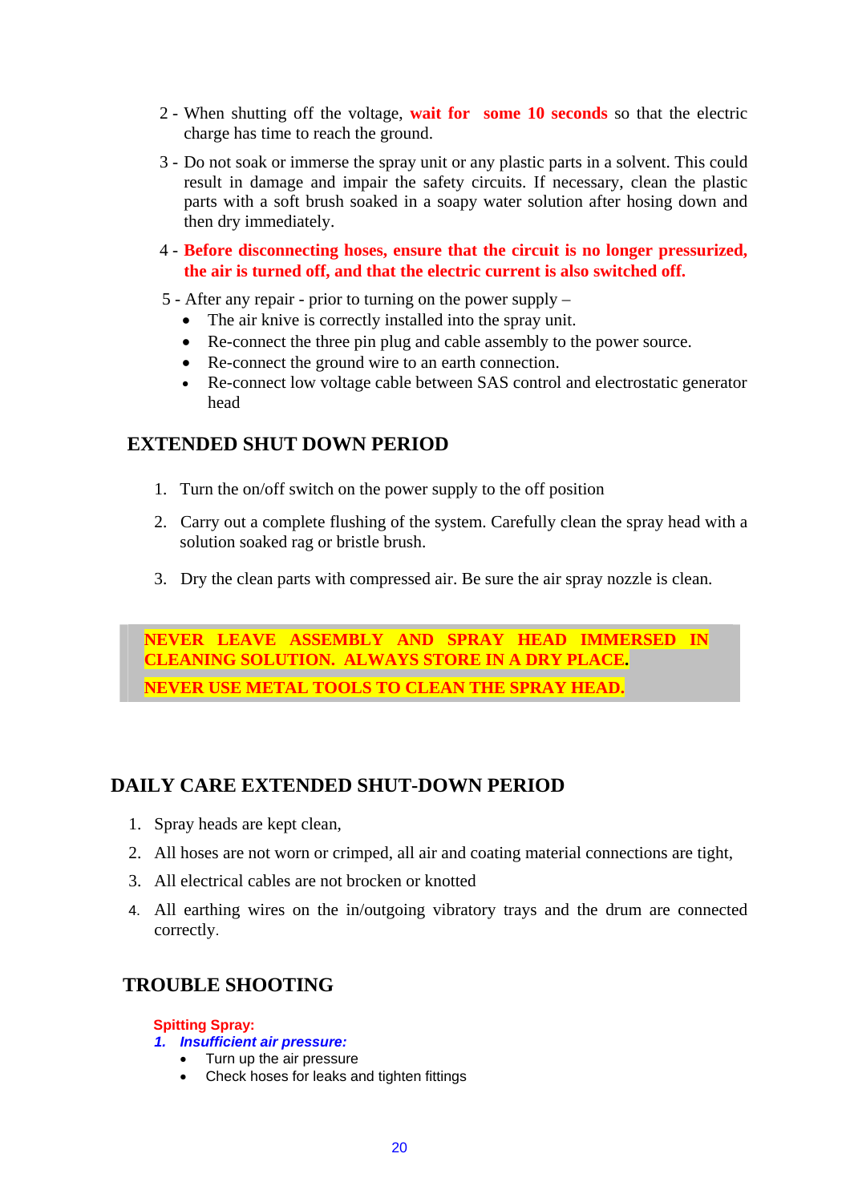2 - When shutting off the voltage, **wait for some 10 seconds** so that the electric charge has time to reach the ground.

3 - Do not soak or immerse the spray unit or any plastic parts in a solvent. This could result in damage and impair the safety circuits. If necessary, clean the plastic parts with a soft brush soaked in a soapy water solution after hosing down and then dry immediately.

4 - **Before disconnecting hoses, ensure that the circuit is no longer pressurized, the air is turned off, and that the electric current is also switched off.**

5 - After any repair - prior to turning on the power supply –

- The air knive is correctly installed into the spray unit.
- Re-connect the three pin plug and cable assembly to the power source.
- Re-connect the ground wire to an earth connection.
- Re-connect low voltage cable between SAS control and electrostatic generator head

## EXTENDED SHUT DOWN PERIOD

1. Turn the on/off switch on the power supply to the off position
2. Carry out a complete flushing of the system. Carefully clean the spray head with a solution soaked rag or bristle brush.
3. Dry the clean parts with compressed air. Be sure the air spray nozzle is clean.

> **NEVER LEAVE ASSEMBLY AND SPRAY HEAD IMMERSED IN CLEANING SOLUTION. ALWAYS STORE IN A DRY PLACE.**
>
> **NEVER USE METAL TOOLS TO CLEAN THE SPRAY HEAD.**

## DAILY CARE EXTENDED SHUT-DOWN PERIOD

1. Spray heads are kept clean,
2. All hoses are not worn or crimped, all air and coating material connections are tight,
3. All electrical cables are not brocken or knotted
4. All earthing wires on the in/outgoing vibratory trays and the drum are connected correctly.

## TROUBLE SHOOTING

**Spitting Spray:**

***1. Insufficient air pressure:***

- Turn up the air pressure
- Check hoses for leaks and tighten fittings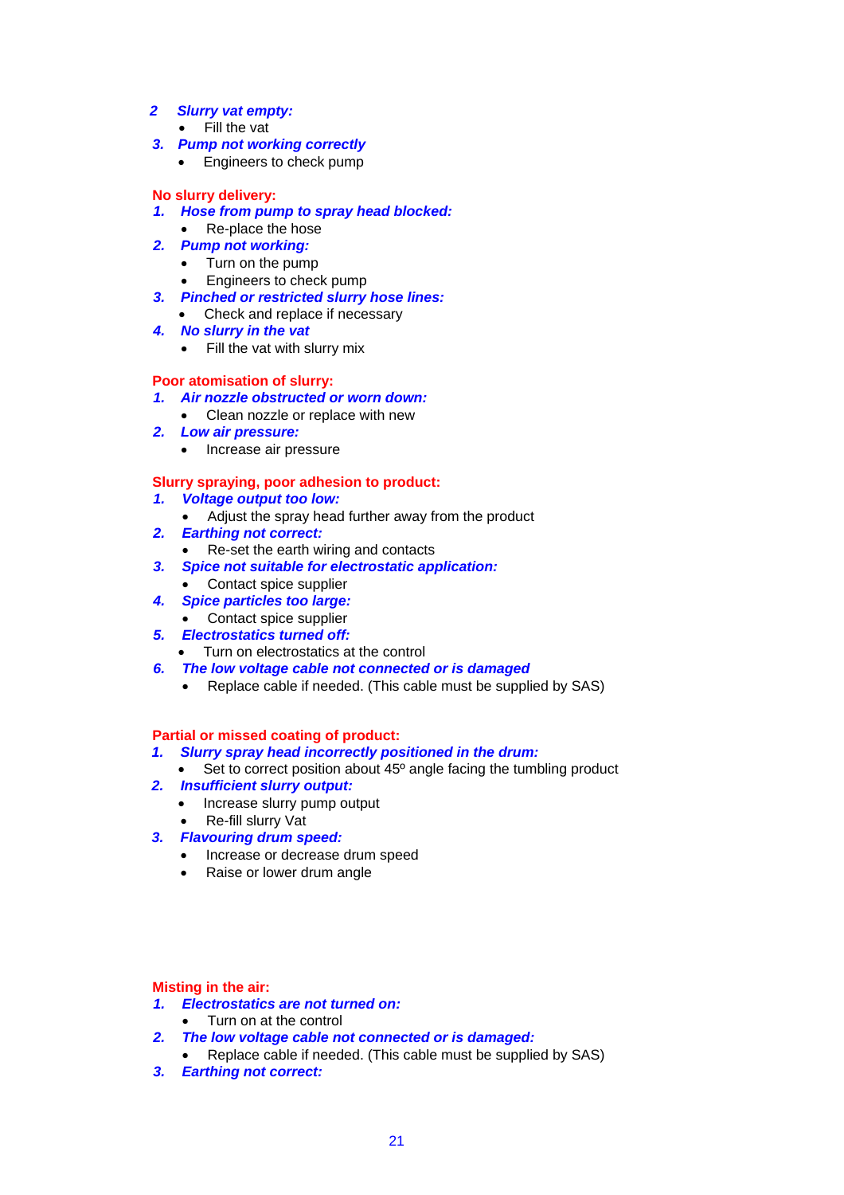2. ***Slurry vat empty:***
   - Fill the vat
3. ***Pump not working correctly***
   - Engineers to check pump

**No slurry delivery:**

1. ***Hose from pump to spray head blocked:***
   - Re-place the hose
2. ***Pump not working:***
   - Turn on the pump
   - Engineers to check pump
3. ***Pinched or restricted slurry hose lines:***
   - Check and replace if necessary
4. ***No slurry in the vat***
   - Fill the vat with slurry mix

**Poor atomisation of slurry:**

1. ***Air nozzle obstructed or worn down:***
   - Clean nozzle or replace with new
2. ***Low air pressure:***
   - Increase air pressure

**Slurry spraying, poor adhesion to product:**

1. ***Voltage output too low:***
   - Adjust the spray head further away from the product
2. ***Earthing not correct:***
   - Re-set the earth wiring and contacts
3. ***Spice not suitable for electrostatic application:***
   - Contact spice supplier
4. ***Spice particles too large:***
   - Contact spice supplier
5. ***Electrostatics turned off:***
   - Turn on electrostatics at the control
6. ***The low voltage cable not connected or is damaged***
   - Replace cable if needed. (This cable must be supplied by SAS)

**Partial or missed coating of product:**

1. ***Slurry spray head incorrectly positioned in the drum:***
   - Set to correct position about 45º angle facing the tumbling product
2. ***Insufficient slurry output:***
   - Increase slurry pump output
   - Re-fill slurry Vat
3. ***Flavouring drum speed:***
   - Increase or decrease drum speed
   - Raise or lower drum angle

**Misting in the air:**

1. ***Electrostatics are not turned on:***
   - Turn on at the control
2. ***The low voltage cable not connected or is damaged:***
   - Replace cable if needed. (This cable must be supplied by SAS)
3. ***Earthing not correct:***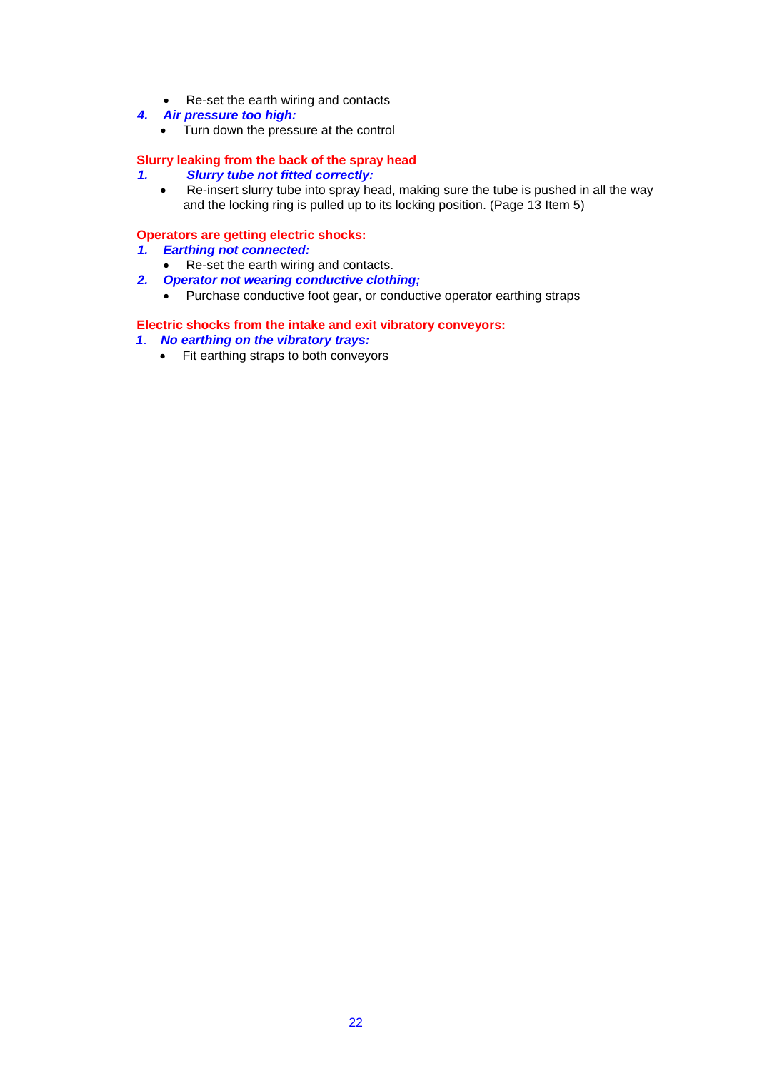- Re-set the earth wiring and contacts

4. ***Air pressure too high:***
   - Turn down the pressure at the control

**Slurry leaking from the back of the spray head**

1. ***Slurry tube not fitted correctly:***
   - Re-insert slurry tube into spray head, making sure the tube is pushed in all the way and the locking ring is pulled up to its locking position. (Page 13 Item 5)

**Operators are getting electric shocks:**

1. ***Earthing not connected:***
   - Re-set the earth wiring and contacts.
2. ***Operator not wearing conductive clothing;***
   - Purchase conductive foot gear, or conductive operator earthing straps

**Electric shocks from the intake and exit vibratory conveyors:**

1. ***No earthing on the vibratory trays:***
   - Fit earthing straps to both conveyors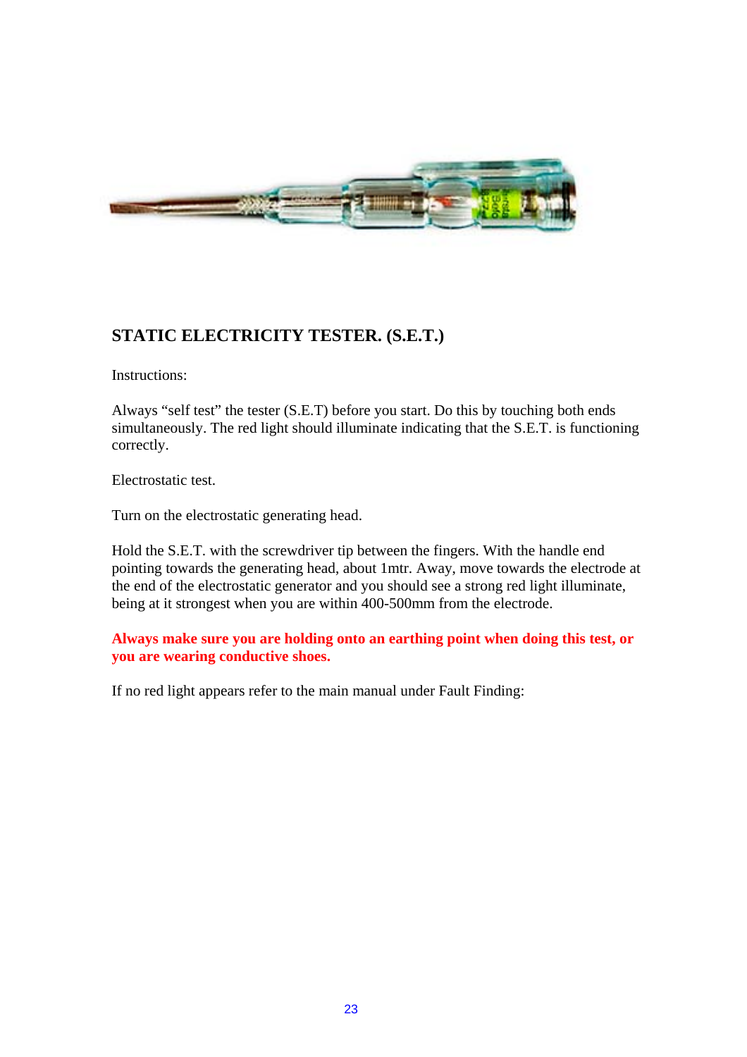## STATIC ELECTRICITY TESTER. (S.E.T.)

Instructions:

Always "self test" the tester (S.E.T) before you start. Do this by touching both ends simultaneously. The red light should illuminate indicating that the S.E.T. is functioning correctly.

Electrostatic test.

Turn on the electrostatic generating head.

Hold the S.E.T. with the screwdriver tip between the fingers. With the handle end pointing towards the generating head, about 1mtr. Away, move towards the electrode at the end of the electrostatic generator and you should see a strong red light illuminate, being at it strongest when you are within 400-500mm from the electrode.

**Always make sure you are holding onto an earthing point when doing this test, or you are wearing conductive shoes.**

If no red light appears refer to the main manual under Fault Finding: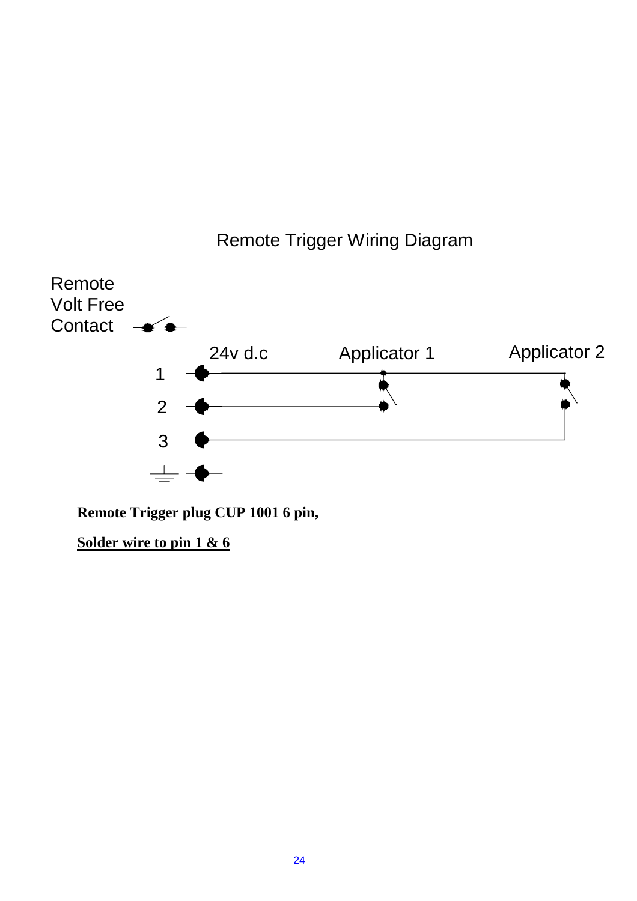Remote Trigger Wiring Diagram

Remote
Volt Free
Contact

24v d.c

Applicator 1

Applicator 2

1

2

3

**Remote Trigger plug CUP 1001 6 pin,**

**Solder wire to pin 1 & 6**